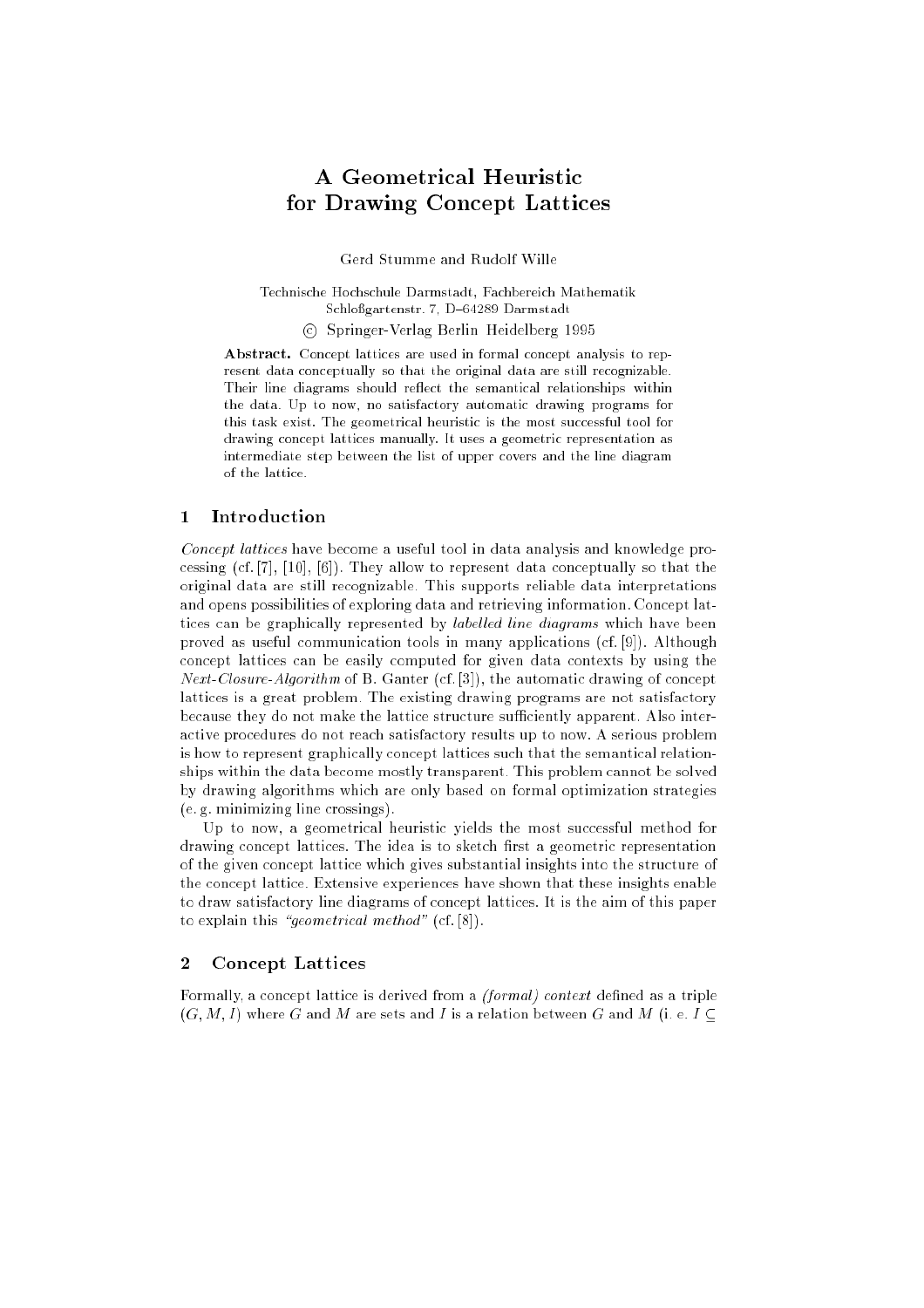# A Geometrical Heuristic for Drawing Concept Lattices

Gerd Stumme and Rudolf Wille

Technische Hochschule Darmstadt, Fachbereich Mathematik
Schloßgartenstr. 7, D–64289 Darmstadt

© Springer-Verlag Berlin Heidelberg 1995

**Abstract.** Concept lattices are used in formal concept analysis to represent data conceptually so that the original data are still recognizable. Their line diagrams should reflect the semantical relationships within the data. Up to now, no satisfactory automatic drawing programs for this task exist. The geometrical heuristic is the most successful tool for drawing concept lattices manually. It uses a geometric representation as intermediate step between the list of upper covers and the line diagram of the lattice.

## 1 Introduction

*Concept lattices* have become a useful tool in data analysis and knowledge processing (cf. [7], [10], [6]). They allow to represent data conceptually so that the original data are still recognizable. This supports reliable data interpretations and opens possibilities of exploring data and retrieving information. Concept lattices can be graphically represented by *labelled line diagrams* which have been proved as useful communication tools in many applications (cf. [9]). Although concept lattices can be easily computed for given data contexts by using the *Next-Closure-Algorithm* of B. Ganter (cf. [3]), the automatic drawing of concept lattices is a great problem. The existing drawing programs are not satisfactory because they do not make the lattice structure sufficiently apparent. Also interactive procedures do not reach satisfactory results up to now. A serious problem is how to represent graphically concept lattices such that the semantical relationships within the data become mostly transparent. This problem cannot be solved by drawing algorithms which are only based on formal optimization strategies (e. g. minimizing line crossings).

Up to now, a geometrical heuristic yields the most successful method for drawing concept lattices. The idea is to sketch first a geometric representation of the given concept lattice which gives substantial insights into the structure of the concept lattice. Extensive experiences have shown that these insights enable to draw satisfactory line diagrams of concept lattices. It is the aim of this paper to explain this *"geometrical method"* (cf. [8]).

## 2 Concept Lattices

Formally, a concept lattice is derived from a *(formal) context* defined as a triple $(G, M, I)$ where $G$ and $M$ are sets and $I$ is a relation between $G$ and $M$ (i. e. $I \subseteq$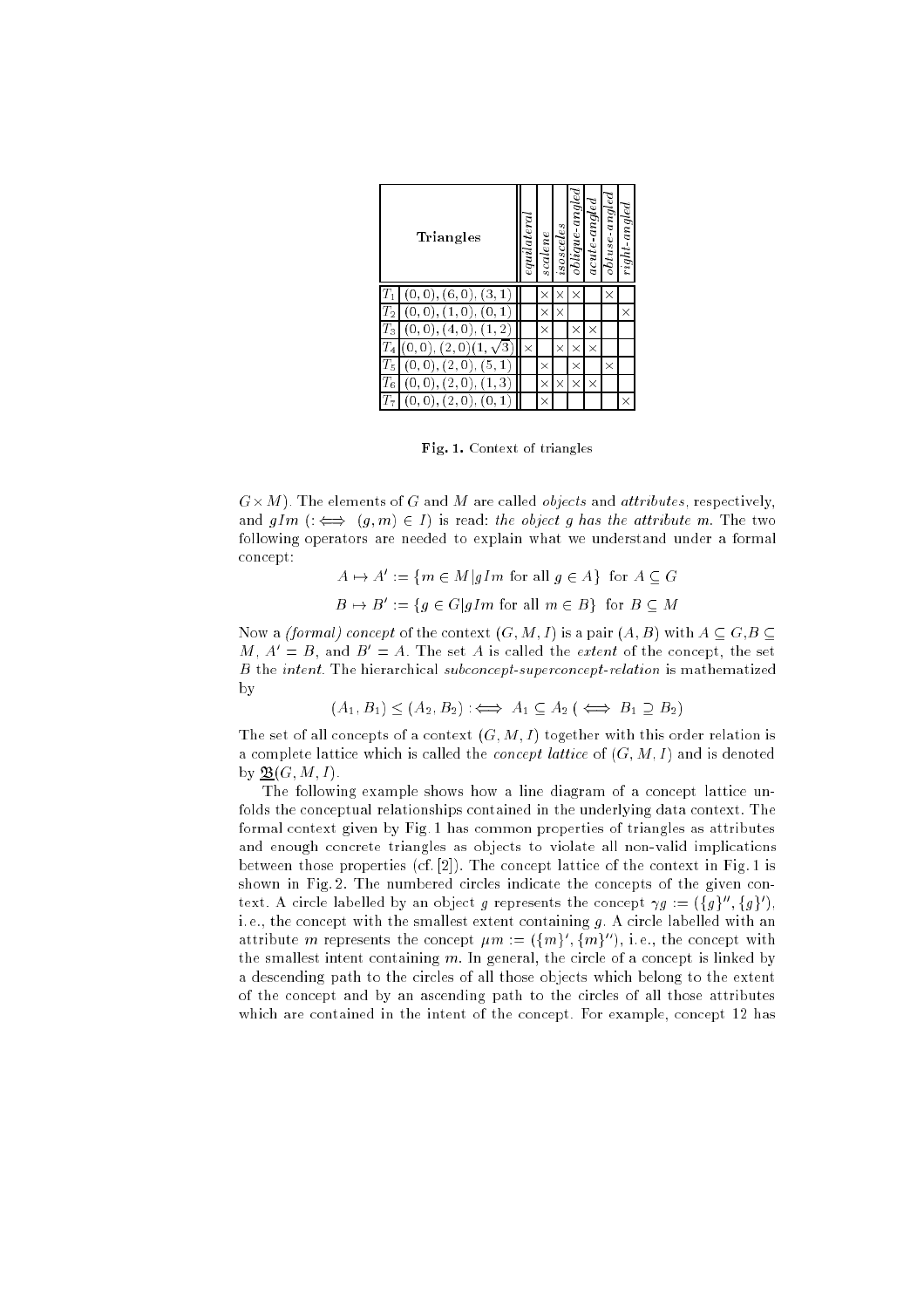| | Triangles | *equilateral* | *scalene* | *isosceles* | *oblique-angled* | *acute-angled* | *obtuse-angled* | *right-angled* |
|---|---|---|---|---|---|---|---|---|
| $T_1$ | $(0,0),(6,0),(3,1)$ | | × | × | × | | × | |
| $T_2$ | $(0,0),(1,0),(0,1)$ | | × | × | | | | × |
| $T_3$ | $(0,0),(4,0),(1,2)$ | | × | | × | × | | |
| $T_4$ | $(0,0),(2,0)(1,\sqrt{3})$ | × | | × | × | × | | |
| $T_5$ | $(0,0),(2,0),(5,1)$ | | × | | × | | × | |
| $T_6$ | $(0,0),(2,0),(1,3)$ | | × | × | × | × | | |
| $T_7$ | $(0,0),(2,0),(0,1)$ | | × | | | | | × |

**Fig. 1.** Context of triangles

$G \times M$). The elements of $G$ and $M$ are called *objects* and *attributes*, respectively, and $gIm$ ($:\iff (g,m) \in I$) is read: *the object g has the attribute m*. The two following operators are needed to explain what we understand under a formal concept:

$$A \mapsto A' := \{m \in M | gIm \text{ for all } g \in A\} \text{ for } A \subseteq G$$

$$B \mapsto B' := \{g \in G | gIm \text{ for all } m \in B\} \text{ for } B \subseteq M$$

Now a *(formal) concept* of the context $(G, M, I)$ is a pair $(A, B)$ with $A \subseteq G, B \subseteq M$, $A' = B$, and $B' = A$. The set $A$ is called the *extent* of the concept, the set $B$ the *intent*. The hierarchical *subconcept-superconcept-relation* is mathematized by

$$(A_1, B_1) \leq (A_2, B_2) :\iff A_1 \subseteq A_2 \; (\iff B_1 \supseteq B_2)$$

The set of all concepts of a context $(G, M, I)$ together with this order relation is a complete lattice which is called the *concept lattice* of $(G, M, I)$ and is denoted by $\underline{\mathfrak{B}}(G, M, I)$.

The following example shows how a line diagram of a concept lattice unfolds the conceptual relationships contained in the underlying data context. The formal context given by Fig. 1 has common properties of triangles as attributes and enough concrete triangles as objects to violate all non-valid implications between those properties (cf. [2]). The concept lattice of the context in Fig. 1 is shown in Fig. 2. The numbered circles indicate the concepts of the given context. A circle labelled by an object $g$ represents the concept $\gamma g := (\{g\}'', \{g\}')$, i. e., the concept with the smallest extent containing $g$. A circle labelled with an attribute $m$ represents the concept $\mu m := (\{m\}', \{m\}'')$, i. e., the concept with the smallest intent containing $m$. In general, the circle of a concept is linked by a descending path to the circles of all those objects which belong to the extent of the concept and by an ascending path to the circles of all those attributes which are contained in the intent of the concept. For example, concept 12 has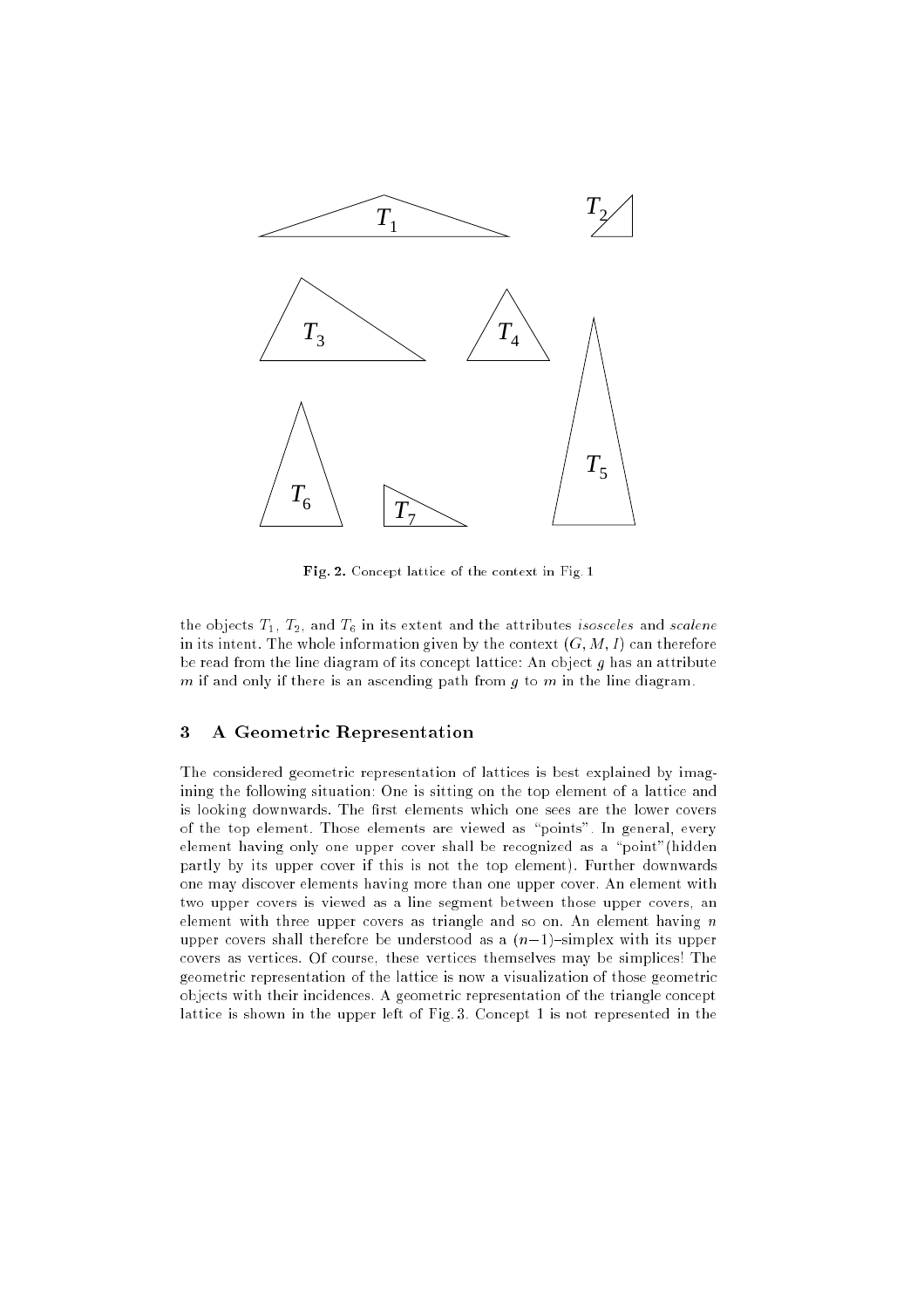**Fig. 2.** Concept lattice of the context in Fig. 1

the objects $T_1$, $T_2$, and $T_6$ in its extent and the attributes *isosceles* and *scalene* in its intent. The whole information given by the context $(G, M, I)$ can therefore be read from the line diagram of its concept lattice: An object $g$ has an attribute $m$ if and only if there is an ascending path from $g$ to $m$ in the line diagram.

## 3 A Geometric Representation

The considered geometric representation of lattices is best explained by imagining the following situation: One is sitting on the top element of a lattice and is looking downwards. The first elements which one sees are the lower covers of the top element. Those elements are viewed as "points". In general, every element having only one upper cover shall be recognized as a "point"(hidden partly by its upper cover if this is not the top element). Further downwards one may discover elements having more than one upper cover. An element with two upper covers is viewed as a line segment between those upper covers, an element with three upper covers as triangle and so on. An element having $n$ upper covers shall therefore be understood as a $(n-1)$–simplex with its upper covers as vertices. Of course, these vertices themselves may be simplices! The geometric representation of the lattice is now a visualization of those geometric objects with their incidences. A geometric representation of the triangle concept lattice is shown in the upper left of Fig. 3. Concept 1 is not represented in the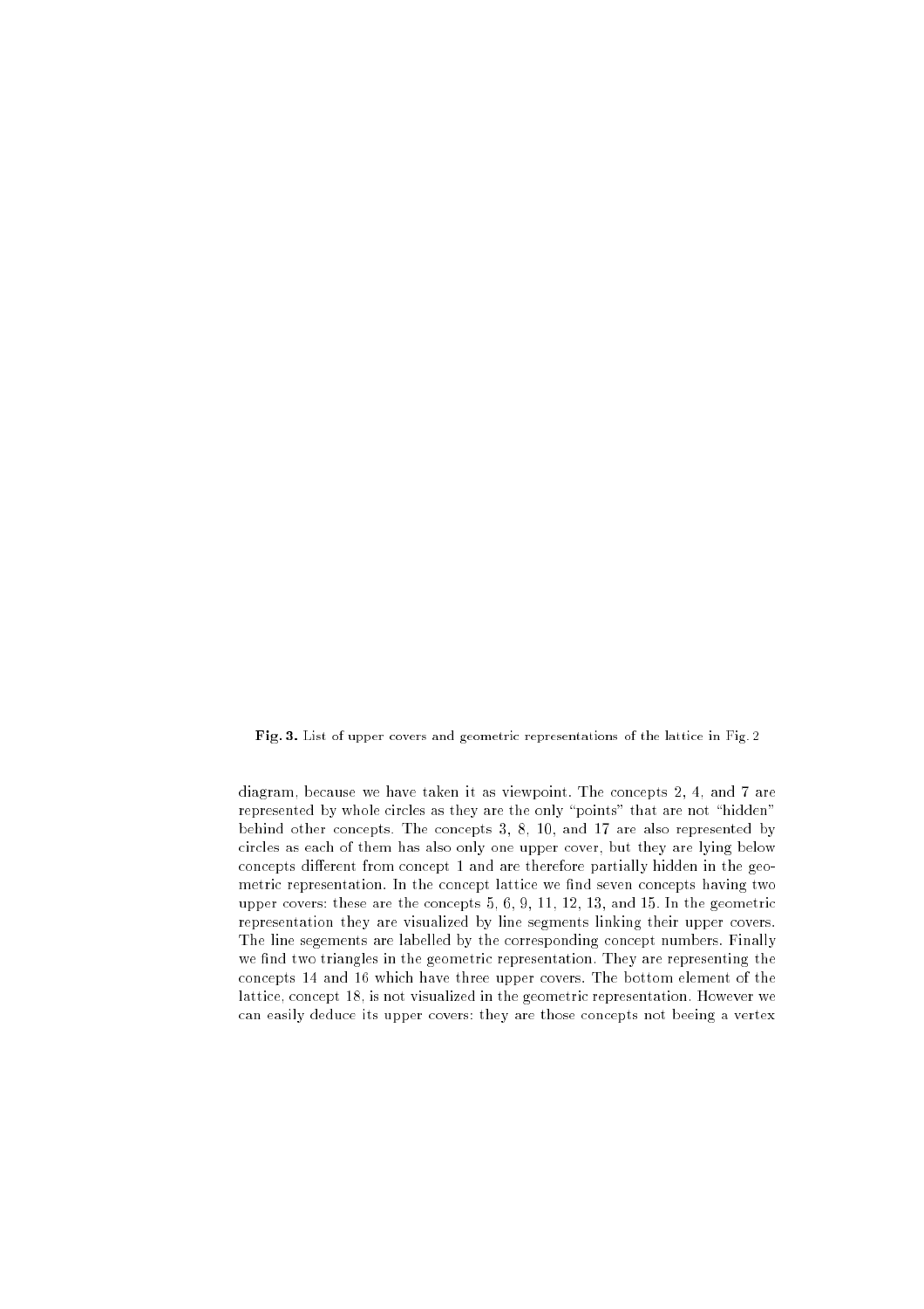**Fig. 3.** List of upper covers and geometric representations of the lattice in Fig. 2

diagram, because we have taken it as viewpoint. The concepts 2, 4, and 7 are represented by whole circles as they are the only "points" that are not "hidden" behind other concepts. The concepts 3, 8, 10, and 17 are also represented by circles as each of them has also only one upper cover, but they are lying below concepts different from concept 1 and are therefore partially hidden in the geometric representation. In the concept lattice we find seven concepts having two upper covers: these are the concepts 5, 6, 9, 11, 12, 13, and 15. In the geometric representation they are visualized by line segments linking their upper covers. The line segements are labelled by the corresponding concept numbers. Finally we find two triangles in the geometric representation. They are representing the concepts 14 and 16 which have three upper covers. The bottom element of the lattice, concept 18, is not visualized in the geometric representation. However we can easily deduce its upper covers: they are those concepts not beeing a vertex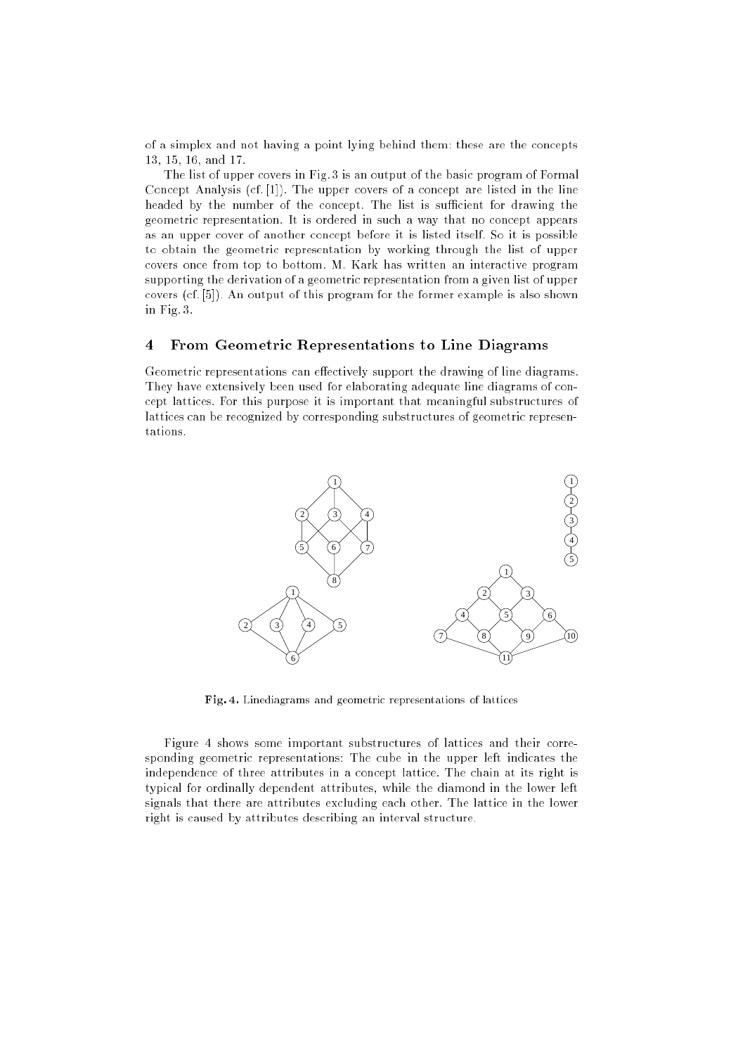of a simplex and not having a point lying behind them: these are the concepts 13, 15, 16, and 17.

The list of upper covers in Fig. 3 is an output of the basic program of Formal Concept Analysis (cf. [1]). The upper covers of a concept are listed in the line headed by the number of the concept. The list is sufficient for drawing the geometric representation. It is ordered in such a way that no concept appears as an upper cover of another concept before it is listed itself. So it is possible to obtain the geometric representation by working through the list of upper covers once from top to bottom. M. Kark has written an interactive program supporting the derivation of a geometric representation from a given list of upper covers (cf. [5]). An output of this program for the former example is also shown in Fig. 3.

## 4 From Geometric Representations to Line Diagrams

Geometric representations can effectively support the drawing of line diagrams. They have extensively been used for elaborating adequate line diagrams of concept lattices. For this purpose it is important that meaningful substructures of lattices can be recognized by corresponding substructures of geometric representations.

**Fig. 4.** Linediagrams and geometric representations of lattices

Figure 4 shows some important substructures of lattices and their corresponding geometric representations: The cube in the upper left indicates the independence of three attributes in a concept lattice. The chain at its right is typical for ordinally dependent attributes, while the diamond in the lower left signals that there are attributes excluding each other. The lattice in the lower right is caused by attributes describing an interval structure.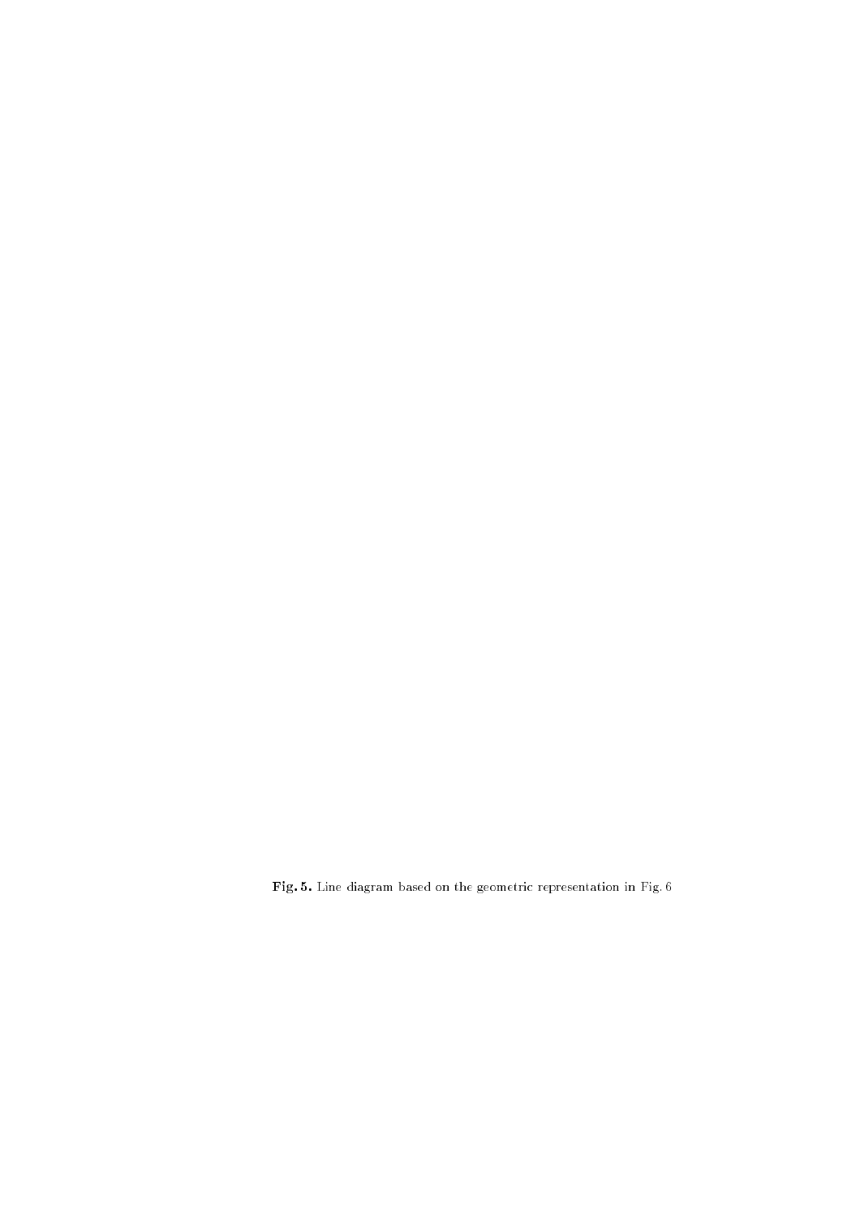**Fig. 5.** Line diagram based on the geometric representation in Fig. 6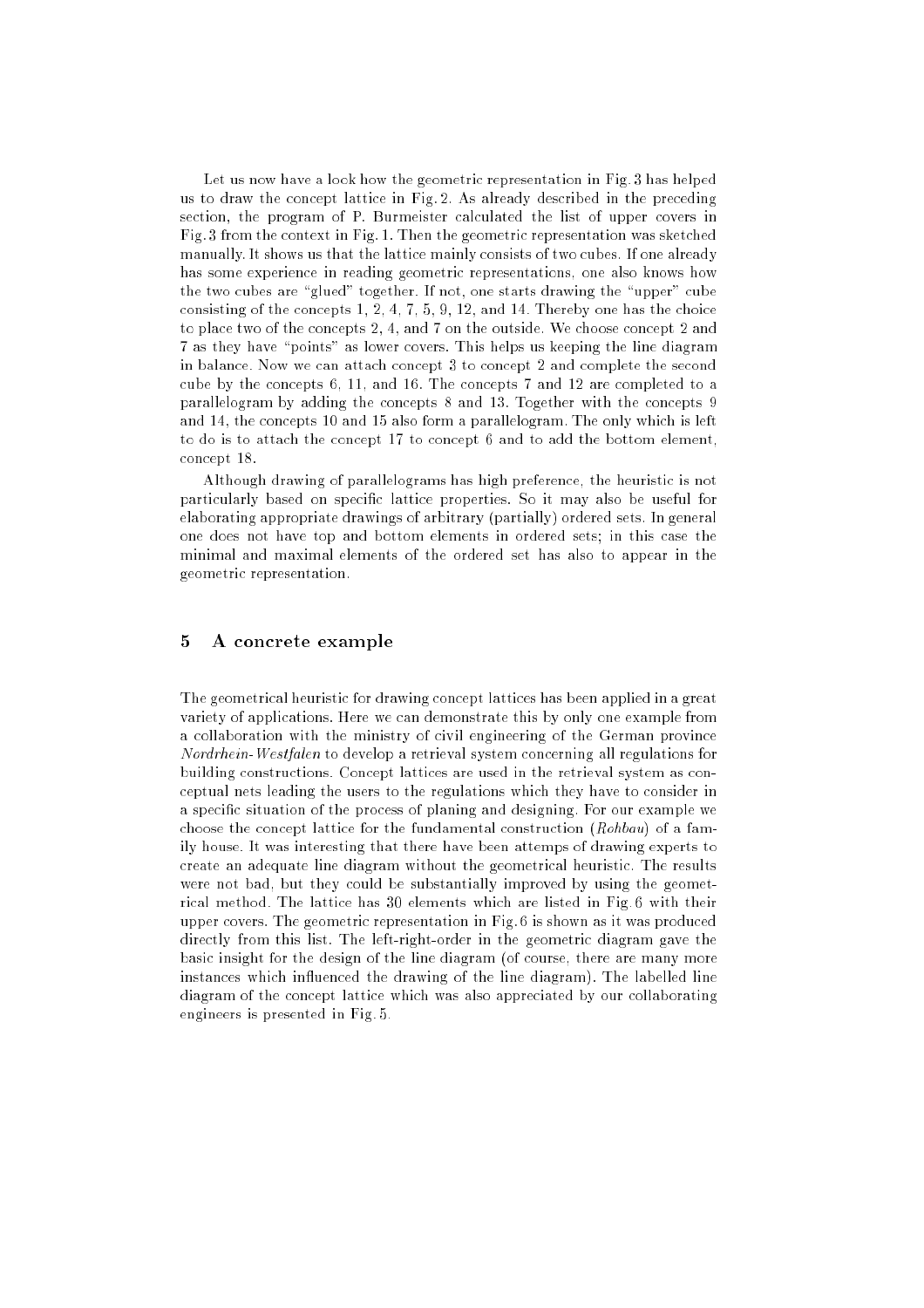Let us now have a look how the geometric representation in Fig. 3 has helped us to draw the concept lattice in Fig. 2. As already described in the preceding section, the program of P. Burmeister calculated the list of upper covers in Fig. 3 from the context in Fig. 1. Then the geometric representation was sketched manually. It shows us that the lattice mainly consists of two cubes. If one already has some experience in reading geometric representations, one also knows how the two cubes are "glued" together. If not, one starts drawing the "upper" cube consisting of the concepts 1, 2, 4, 7, 5, 9, 12, and 14. Thereby one has the choice to place two of the concepts 2, 4, and 7 on the outside. We choose concept 2 and 7 as they have "points" as lower covers. This helps us keeping the line diagram in balance. Now we can attach concept 3 to concept 2 and complete the second cube by the concepts 6, 11, and 16. The concepts 7 and 12 are completed to a parallelogram by adding the concepts 8 and 13. Together with the concepts 9 and 14, the concepts 10 and 15 also form a parallelogram. The only which is left to do is to attach the concept 17 to concept 6 and to add the bottom element, concept 18.

Although drawing of parallelograms has high preference, the heuristic is not particularly based on specific lattice properties. So it may also be useful for elaborating appropriate drawings of arbitrary (partially) ordered sets. In general one does not have top and bottom elements in ordered sets; in this case the minimal and maximal elements of the ordered set has also to appear in the geometric representation.

## 5 A concrete example

The geometrical heuristic for drawing concept lattices has been applied in a great variety of applications. Here we can demonstrate this by only one example from a collaboration with the ministry of civil engineering of the German province *Nordrhein-Westfalen* to develop a retrieval system concerning all regulations for building constructions. Concept lattices are used in the retrieval system as conceptual nets leading the users to the regulations which they have to consider in a specific situation of the process of planing and designing. For our example we choose the concept lattice for the fundamental construction (*Rohbau*) of a family house. It was interesting that there have been attemps of drawing experts to create an adequate line diagram without the geometrical heuristic. The results were not bad, but they could be substantially improved by using the geometrical method. The lattice has 30 elements which are listed in Fig. 6 with their upper covers. The geometric representation in Fig. 6 is shown as it was produced directly from this list. The left-right-order in the geometric diagram gave the basic insight for the design of the line diagram (of course, there are many more instances which influenced the drawing of the line diagram). The labelled line diagram of the concept lattice which was also appreciated by our collaborating engineers is presented in Fig. 5.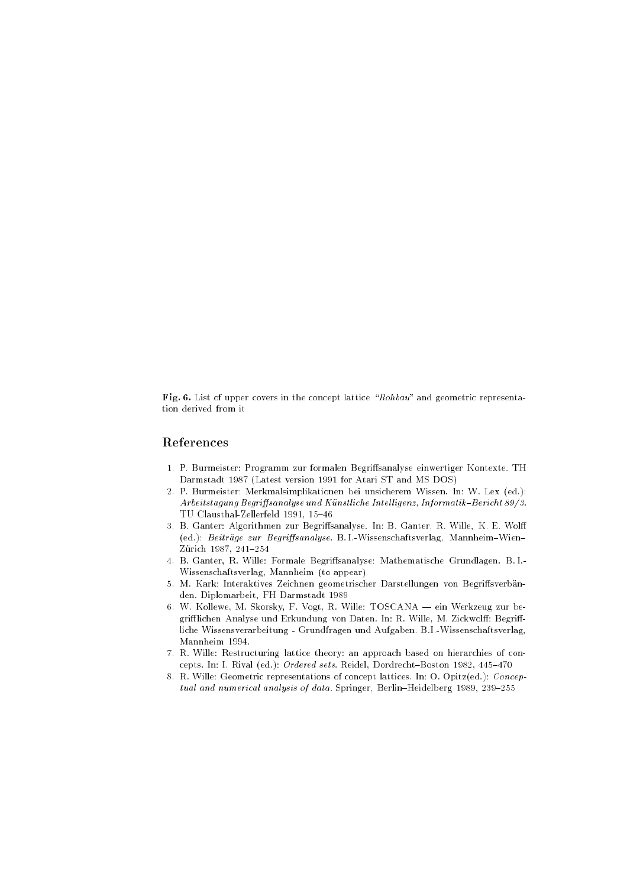**Fig. 6.** List of upper covers in the concept lattice *"Rohbau"* and geometric representation derived from it

## References

1. P. Burmeister: Programm zur formalen Begriffsanalyse einwertiger Kontexte. TH Darmstadt 1987 (Latest version 1991 for Atari ST and MS DOS)
2. P. Burmeister: Merkmalsimplikationen bei unsicherem Wissen. In: W. Lex (ed.): *Arbeitstagung Begriffsanalyse und Künstliche Intelligenz, Informatik–Bericht 89/3*. TU Clausthal-Zellerfeld 1991, 15–46
3. B. Ganter: Algorithmen zur Begriffsanalyse. In: B. Ganter, R. Wille, K. E. Wolff (ed.): *Beiträge zur Begriffsanalyse*. B.I.-Wissenschaftsverlag, Mannheim–Wien–Zürich 1987, 241–254
4. B. Ganter, R. Wille: Formale Begriffsanalyse: Mathematische Grundlagen. B.I.-Wissenschaftsverlag, Mannheim (to appear)
5. M. Kark: Interaktives Zeichnen geometrischer Darstellungen von Begriffsverbänden. Diplomarbeit, FH Darmstadt 1989
6. W. Kollewe, M. Skorsky, F. Vogt, R. Wille: TOSCANA — ein Werkzeug zur begrifflichen Analyse und Erkundung von Daten. In: R. Wille, M. Zickwolff: Begriffliche Wissensverarbeitung - Grundfragen und Aufgaben. B.I.-Wissenschaftsverlag, Mannheim 1994.
7. R. Wille: Restructuring lattice theory: an approach based on hierarchies of concepts. In: I. Rival (ed.): *Ordered sets*. Reidel, Dordrecht–Boston 1982, 445–470
8. R. Wille: Geometric representations of concept lattices. In: O. Opitz(ed.): *Conceptual and numerical analysis of data*. Springer, Berlin–Heidelberg 1989, 239–255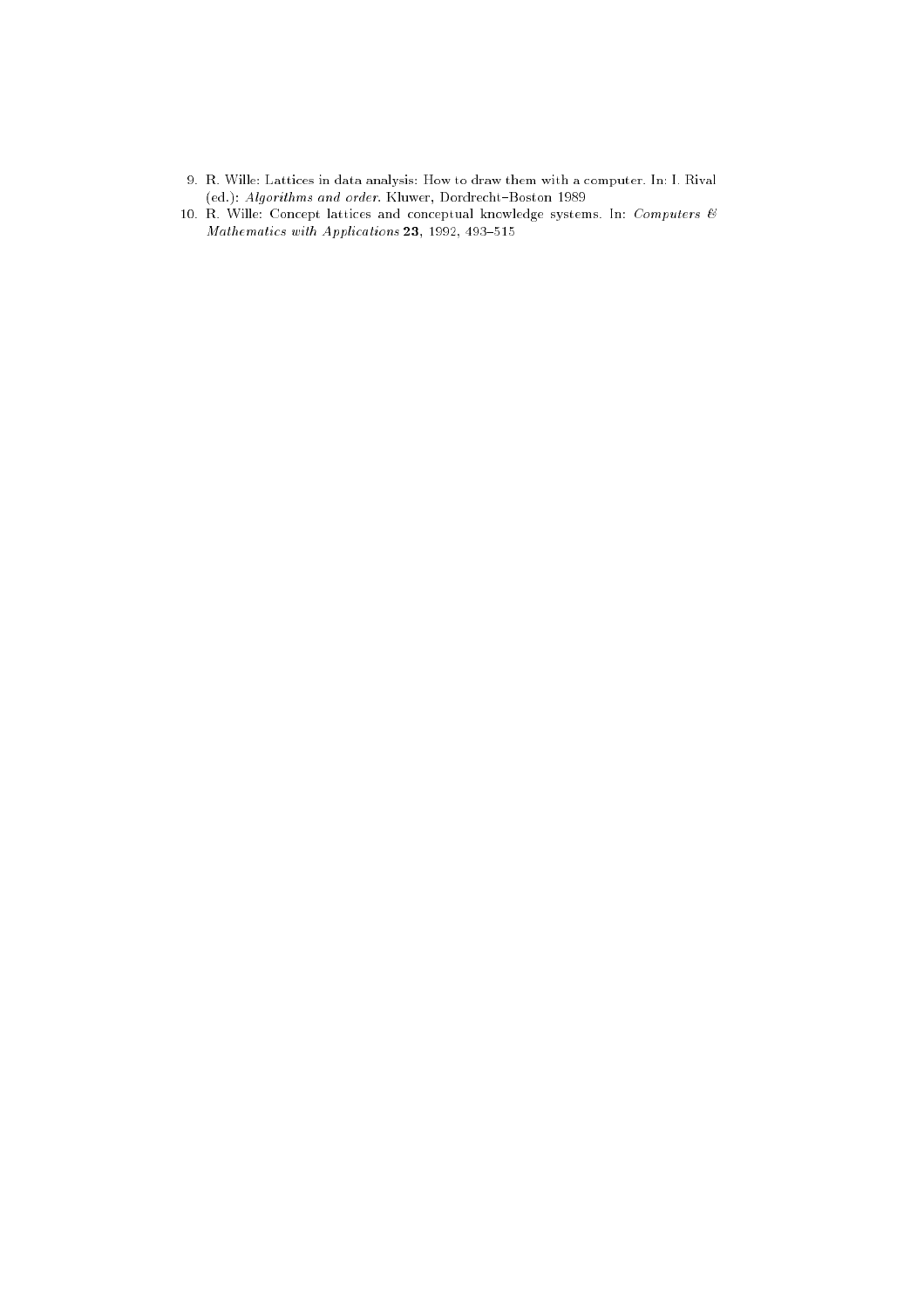9. R. Wille: Lattices in data analysis: How to draw them with a computer. In: I. Rival (ed.): *Algorithms and order*. Kluwer, Dordrecht–Boston 1989
10. R. Wille: Concept lattices and conceptual knowledge systems. In: *Computers & Mathematics with Applications* **23**, 1992, 493–515